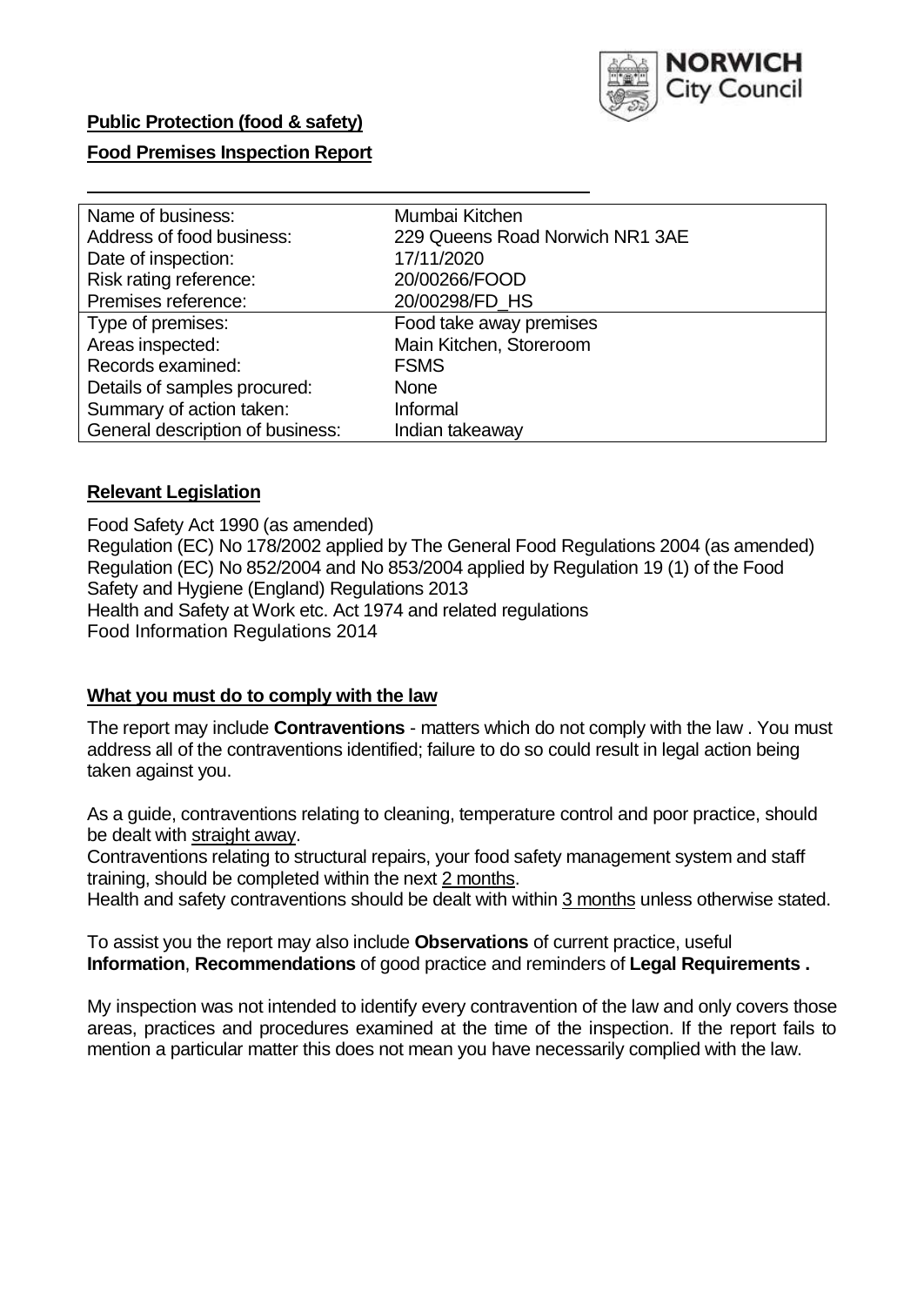**Public Protection (food & safety)**

**Food Premises Inspection Report**

| | |
|---|---|
| Name of business: | Mumbai Kitchen |
| Address of food business: | 229 Queens Road Norwich NR1 3AE |
| Date of inspection: | 17/11/2020 |
| Risk rating reference: | 20/00266/FOOD |
| Premises reference: | 20/00298/FD_HS |
| Type of premises: | Food take away premises |
| Areas inspected: | Main Kitchen, Storeroom |
| Records examined: | FSMS |
| Details of samples procured: | None |
| Summary of action taken: | Informal |
| General description of business: | Indian takeaway |

## Relevant Legislation

Food Safety Act 1990 (as amended)
Regulation (EC) No 178/2002 applied by The General Food Regulations 2004 (as amended)
Regulation (EC) No 852/2004 and No 853/2004 applied by Regulation 19 (1) of the Food Safety and Hygiene (England) Regulations 2013
Health and Safety at Work etc. Act 1974 and related regulations
Food Information Regulations 2014

## What you must do to comply with the law

The report may include **Contraventions** - matters which do not comply with the law . You must address all of the contraventions identified; failure to do so could result in legal action being taken against you.

As a guide, contraventions relating to cleaning, temperature control and poor practice, should be dealt with straight away.

Contraventions relating to structural repairs, your food safety management system and staff training, should be completed within the next 2 months.

Health and safety contraventions should be dealt with within 3 months unless otherwise stated.

To assist you the report may also include **Observations** of current practice, useful **Information**, **Recommendations** of good practice and reminders of **Legal Requirements .**

My inspection was not intended to identify every contravention of the law and only covers those areas, practices and procedures examined at the time of the inspection. If the report fails to mention a particular matter this does not mean you have necessarily complied with the law.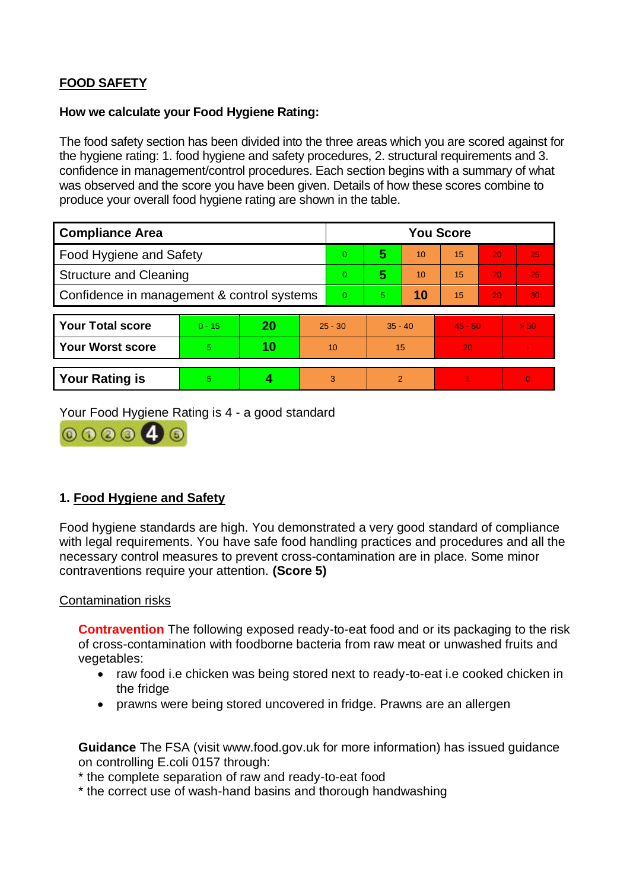## FOOD SAFETY

**How we calculate your Food Hygiene Rating:**

The food safety section has been divided into the three areas which you are scored against for the hygiene rating: 1. food hygiene and safety procedures, 2. structural requirements and 3. confidence in management/control procedures. Each section begins with a summary of what was observed and the score you have been given. Details of how these scores combine to produce your overall food hygiene rating are shown in the table.

| Compliance Area | You Score | | | | | |
|---|---|---|---|---|---|---|
| Food Hygiene and Safety | 0 | **5** | 10 | 15 | 20 | 25 |
| Structure and Cleaning | 0 | **5** | 10 | 15 | 20 | 25 |
| Confidence in management & control systems | 0 | 5 | **10** | 15 | 20 | 30 |

| | | | | | | |
|---|---|---|---|---|---|---|
| **Your Total score** | 0 - 15 | **20** | 25 - 30 | 35 - 40 | 45 - 50 | > 50 |
| **Your Worst score** | 5 | **10** | 10 | 15 | 20 | - |

| | | | | | | |
|---|---|---|---|---|---|---|
| **Your Rating is** | 5 | **4** | 3 | 2 | 1 | 0 |

Your Food Hygiene Rating is 4 - a good standard

### 1. Food Hygiene and Safety

Food hygiene standards are high. You demonstrated a very good standard of compliance with legal requirements. You have safe food handling practices and procedures and all the necessary control measures to prevent cross-contamination are in place. Some minor contraventions require your attention. **(Score 5)**

Contamination risks

**Contravention** The following exposed ready-to-eat food and or its packaging to the risk of cross-contamination with foodborne bacteria from raw meat or unwashed fruits and vegetables:

- raw food i.e chicken was being stored next to ready-to-eat i.e cooked chicken in the fridge
- prawns were being stored uncovered in fridge. Prawns are an allergen

**Guidance** The FSA (visit www.food.gov.uk for more information) has issued guidance on controlling E.coli 0157 through:
* the complete separation of raw and ready-to-eat food
* the correct use of wash-hand basins and thorough handwashing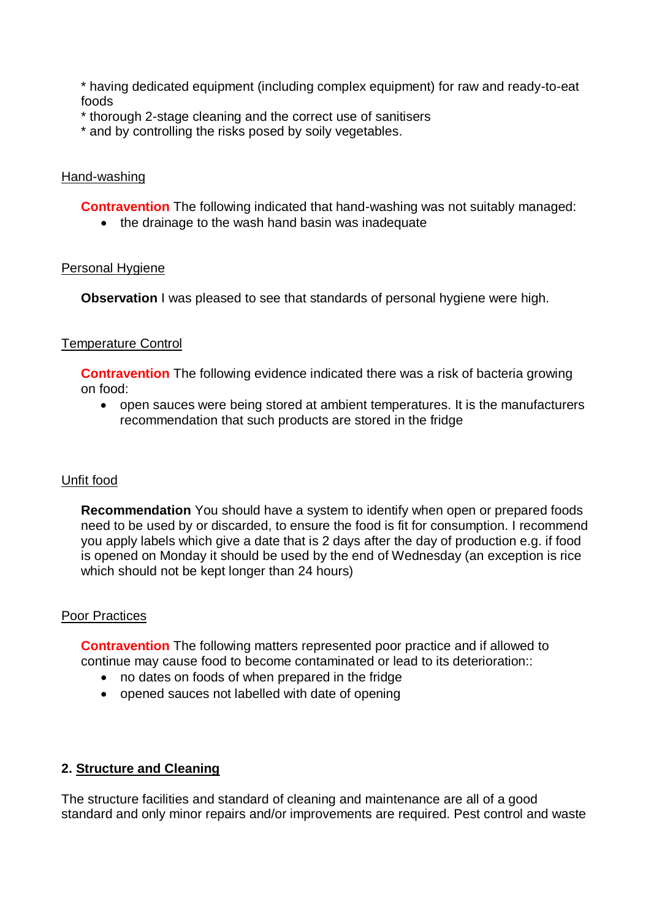* having dedicated equipment (including complex equipment) for raw and ready-to-eat foods
* thorough 2-stage cleaning and the correct use of sanitisers
* and by controlling the risks posed by soily vegetables.

Hand-washing

**Contravention** The following indicated that hand-washing was not suitably managed:

- the drainage to the wash hand basin was inadequate

Personal Hygiene

**Observation** I was pleased to see that standards of personal hygiene were high.

Temperature Control

**Contravention** The following evidence indicated there was a risk of bacteria growing on food:

- open sauces were being stored at ambient temperatures. It is the manufacturers recommendation that such products are stored in the fridge

Unfit food

**Recommendation** You should have a system to identify when open or prepared foods need to be used by or discarded, to ensure the food is fit for consumption. I recommend you apply labels which give a date that is 2 days after the day of production e.g. if food is opened on Monday it should be used by the end of Wednesday (an exception is rice which should not be kept longer than 24 hours)

Poor Practices

**Contravention** The following matters represented poor practice and if allowed to continue may cause food to become contaminated or lead to its deterioration::

- no dates on foods of when prepared in the fridge
- opened sauces not labelled with date of opening

## 2. Structure and Cleaning

The structure facilities and standard of cleaning and maintenance are all of a good standard and only minor repairs and/or improvements are required. Pest control and waste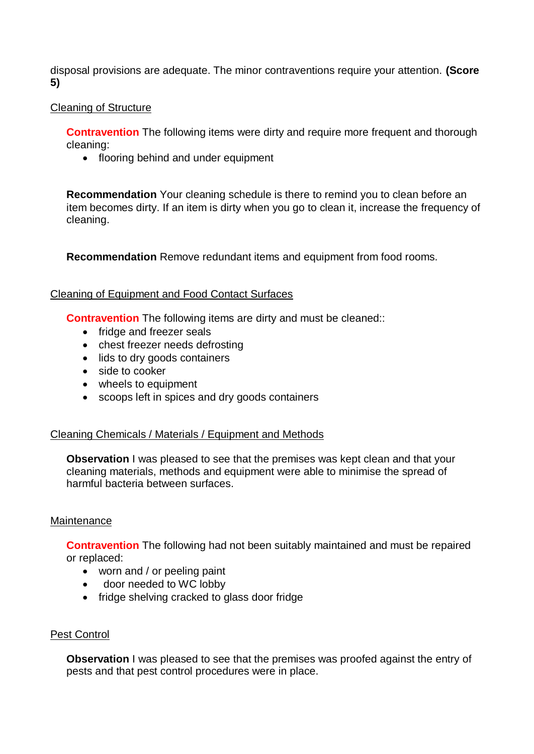disposal provisions are adequate. The minor contraventions require your attention. **(Score 5)**

Cleaning of Structure

**Contravention** The following items were dirty and require more frequent and thorough cleaning:

- flooring behind and under equipment

**Recommendation** Your cleaning schedule is there to remind you to clean before an item becomes dirty. If an item is dirty when you go to clean it, increase the frequency of cleaning.

**Recommendation** Remove redundant items and equipment from food rooms.

Cleaning of Equipment and Food Contact Surfaces

**Contravention** The following items are dirty and must be cleaned::

- fridge and freezer seals
- chest freezer needs defrosting
- lids to dry goods containers
- side to cooker
- wheels to equipment
- scoops left in spices and dry goods containers

Cleaning Chemicals / Materials / Equipment and Methods

**Observation** I was pleased to see that the premises was kept clean and that your cleaning materials, methods and equipment were able to minimise the spread of harmful bacteria between surfaces.

Maintenance

**Contravention** The following had not been suitably maintained and must be repaired or replaced:

- worn and / or peeling paint
- door needed to WC lobby
- fridge shelving cracked to glass door fridge

Pest Control

**Observation** I was pleased to see that the premises was proofed against the entry of pests and that pest control procedures were in place.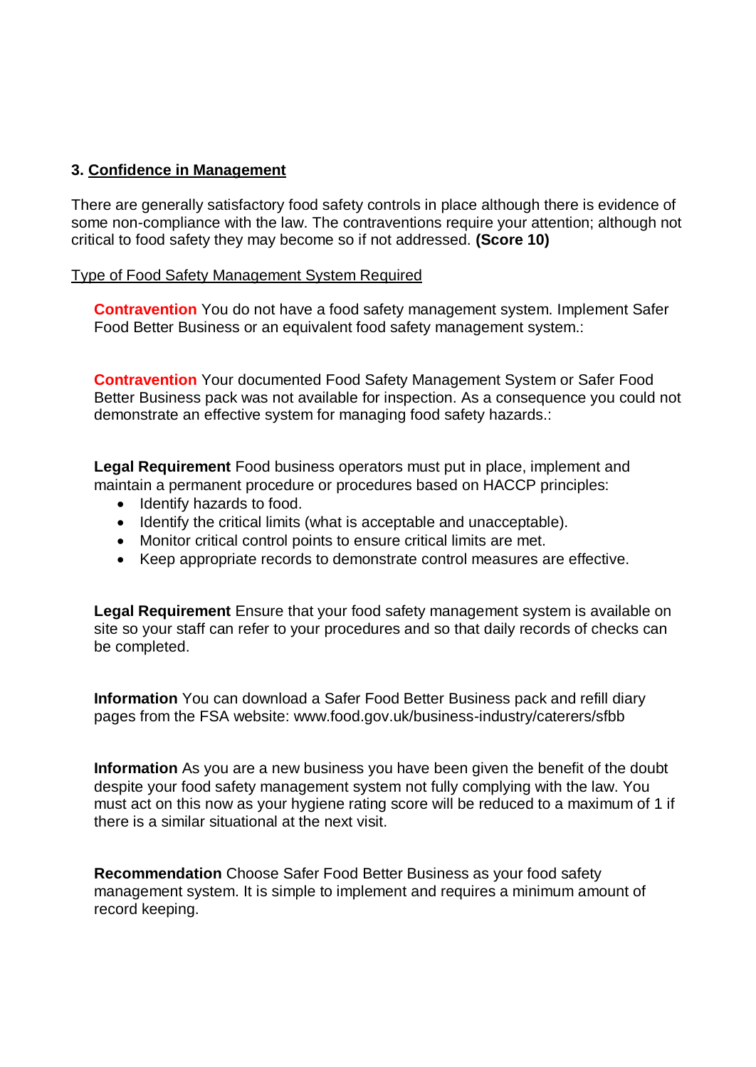### 3. Confidence in Management

There are generally satisfactory food safety controls in place although there is evidence of some non-compliance with the law. The contraventions require your attention; although not critical to food safety they may become so if not addressed. **(Score 10)**

Type of Food Safety Management System Required

**Contravention** You do not have a food safety management system. Implement Safer Food Better Business or an equivalent food safety management system.:

**Contravention** Your documented Food Safety Management System or Safer Food Better Business pack was not available for inspection. As a consequence you could not demonstrate an effective system for managing food safety hazards.:

**Legal Requirement** Food business operators must put in place, implement and maintain a permanent procedure or procedures based on HACCP principles:

- Identify hazards to food.
- Identify the critical limits (what is acceptable and unacceptable).
- Monitor critical control points to ensure critical limits are met.
- Keep appropriate records to demonstrate control measures are effective.

**Legal Requirement** Ensure that your food safety management system is available on site so your staff can refer to your procedures and so that daily records of checks can be completed.

**Information** You can download a Safer Food Better Business pack and refill diary pages from the FSA website: www.food.gov.uk/business-industry/caterers/sfbb

**Information** As you are a new business you have been given the benefit of the doubt despite your food safety management system not fully complying with the law. You must act on this now as your hygiene rating score will be reduced to a maximum of 1 if there is a similar situational at the next visit.

**Recommendation** Choose Safer Food Better Business as your food safety management system. It is simple to implement and requires a minimum amount of record keeping.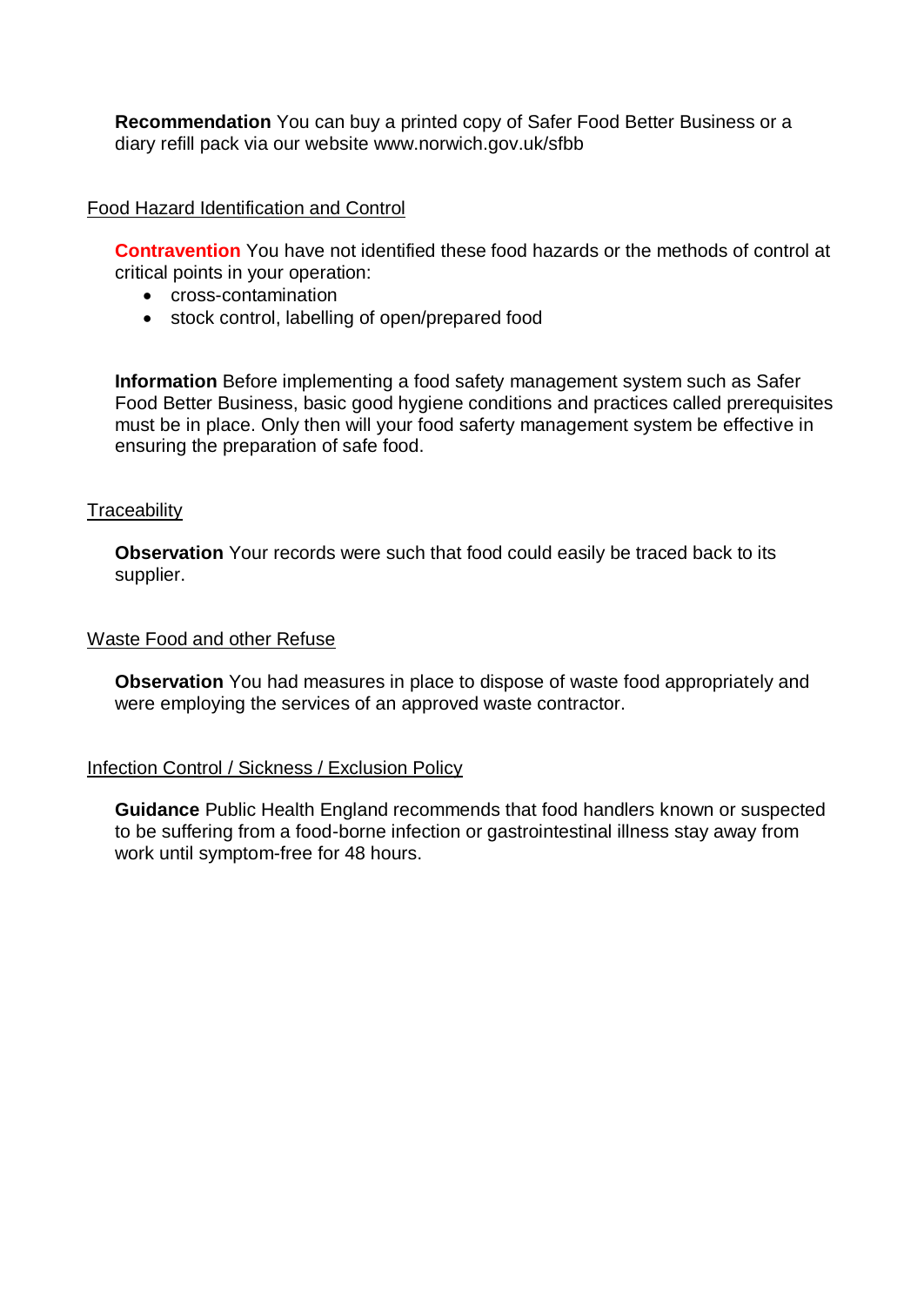**Recommendation** You can buy a printed copy of Safer Food Better Business or a diary refill pack via our website www.norwich.gov.uk/sfbb

Food Hazard Identification and Control

**Contravention** You have not identified these food hazards or the methods of control at critical points in your operation:

- cross-contamination
- stock control, labelling of open/prepared food

**Information** Before implementing a food safety management system such as Safer Food Better Business, basic good hygiene conditions and practices called prerequisites must be in place. Only then will your food saferty management system be effective in ensuring the preparation of safe food.

Traceability

**Observation** Your records were such that food could easily be traced back to its supplier.

Waste Food and other Refuse

**Observation** You had measures in place to dispose of waste food appropriately and were employing the services of an approved waste contractor.

Infection Control / Sickness / Exclusion Policy

**Guidance** Public Health England recommends that food handlers known or suspected to be suffering from a food-borne infection or gastrointestinal illness stay away from work until symptom-free for 48 hours.